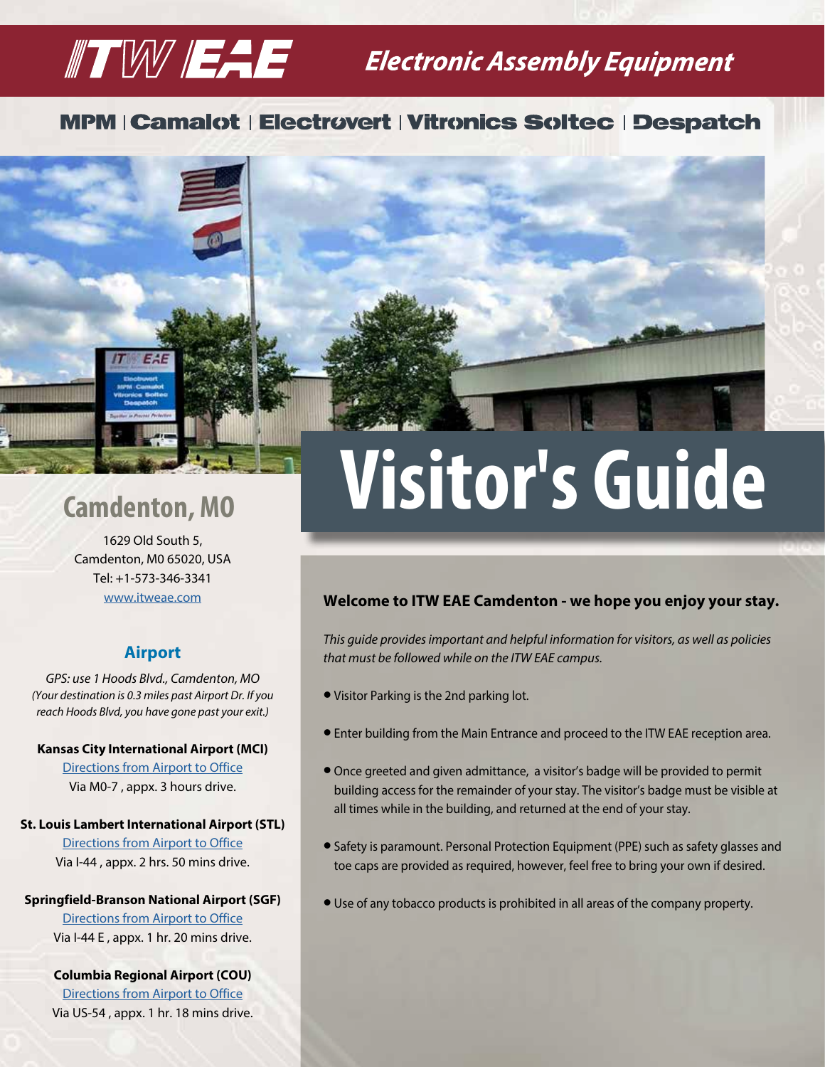# ITW EAE

## Electronic Assembly Equipment

MPM | Camalot | Electrovert | Vitronics Soltec | Despatch

# Visitor's Guide

## Camdenton, MO

1629 Old South 5,
Camdenton, M0 65020, USA
Tel: +1-573-346-3341
[www.itweae.com](www.itweae.com)

### Airport

*GPS: use 1 Hoods Blvd., Camdenton, MO*
*(Your destination is 0.3 miles past Airport Dr. If you reach Hoods Blvd, you have gone past your exit.)*

**Kansas City International Airport (MCI)**
Directions from Airport to Office
Via M0-7 , appx. 3 hours drive.

**St. Louis Lambert International Airport (STL)**
Directions from Airport to Office
Via I-44 , appx. 2 hrs. 50 mins drive.

**Springfield-Branson National Airport (SGF)**
Directions from Airport to Office
Via I-44 E , appx. 1 hr. 20 mins drive.

**Columbia Regional Airport (COU)**
Directions from Airport to Office
Via US-54 , appx. 1 hr. 18 mins drive.

**Welcome to ITW EAE Camdenton - we hope you enjoy your stay.**

*This guide provides important and helpful information for visitors, as well as policies that must be followed while on the ITW EAE campus.*

- Visitor Parking is the 2nd parking lot.
- Enter building from the Main Entrance and proceed to the ITW EAE reception area.
- Once greeted and given admittance, a visitor's badge will be provided to permit building access for the remainder of your stay. The visitor's badge must be visible at all times while in the building, and returned at the end of your stay.
- Safety is paramount. Personal Protection Equipment (PPE) such as safety glasses and toe caps are provided as required, however, feel free to bring your own if desired.
- Use of any tobacco products is prohibited in all areas of the company property.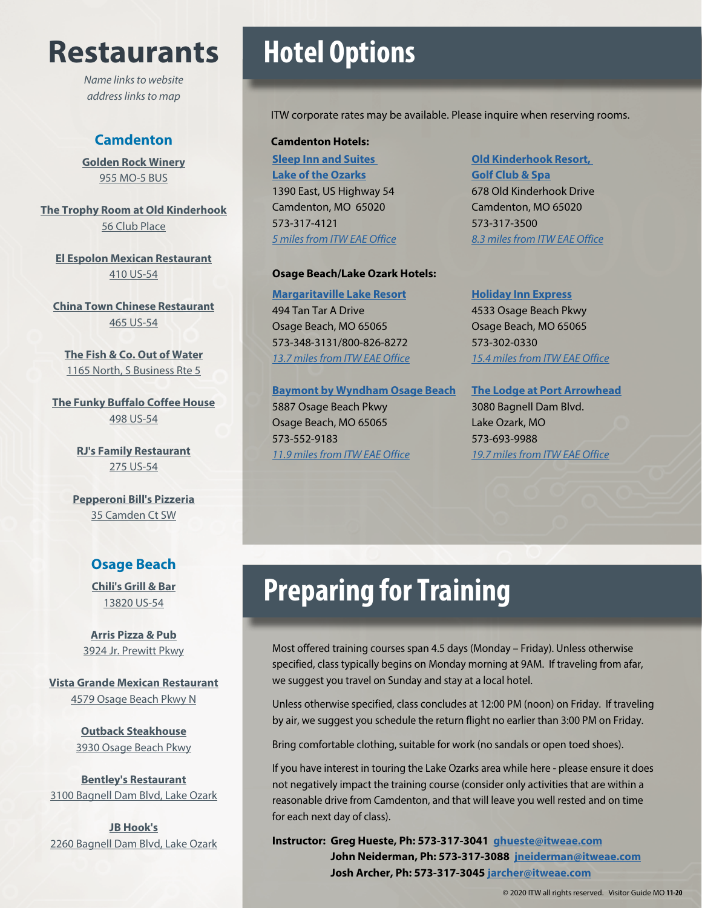# Restaurants

*Name links to website*
*address links to map*

### Camdenton

**Golden Rock Winery**
955 MO-5 BUS

**The Trophy Room at Old Kinderhook**
56 Club Place

**El Espolon Mexican Restaurant**
410 US-54

**China Town Chinese Restaurant**
465 US-54

**The Fish & Co. Out of Water**
1165 North, S Business Rte 5

**The Funky Buffalo Coffee House**
498 US-54

**RJ's Family Restaurant**
275 US-54

**Pepperoni Bill's Pizzeria**
35 Camden Ct SW

### Osage Beach

**Chili's Grill & Bar**
13820 US-54

**Arris Pizza & Pub**
3924 Jr. Prewitt Pkwy

**Vista Grande Mexican Restaurant**
4579 Osage Beach Pkwy N

**Outback Steakhouse**
3930 Osage Beach Pkwy

**Bentley's Restaurant**
3100 Bagnell Dam Blvd, Lake Ozark

**JB Hook's**
2260 Bagnell Dam Blvd, Lake Ozark

# Hotel Options

ITW corporate rates may be available. Please inquire when reserving rooms.

**Camdenton Hotels:**

**Sleep Inn and Suites Lake of the Ozarks**
1390 East, US Highway 54
Camdenton, MO 65020
573-317-4121
*5 miles from ITW EAE Office*

**Old Kinderhook Resort, Golf Club & Spa**
678 Old Kinderhook Drive
Camdenton, MO 65020
573-317-3500
*8.3 miles from ITW EAE Office*

**Osage Beach/Lake Ozark Hotels:**

**Margaritaville Lake Resort**
494 Tan Tar A Drive
Osage Beach, MO 65065
573-348-3131/800-826-8272
*13.7 miles from ITW EAE Office*

**Holiday Inn Express**
4533 Osage Beach Pkwy
Osage Beach, MO 65065
573-302-0330
*15.4 miles from ITW EAE Office*

**Baymont by Wyndham Osage Beach**
5887 Osage Beach Pkwy
Osage Beach, MO 65065
573-552-9183
*11.9 miles from ITW EAE Office*

**The Lodge at Port Arrowhead**
3080 Bagnell Dam Blvd.
Lake Ozark, MO
573-693-9988
*19.7 miles from ITW EAE Office*

# Preparing for Training

Most offered training courses span 4.5 days (Monday – Friday). Unless otherwise specified, class typically begins on Monday morning at 9AM. If traveling from afar, we suggest you travel on Sunday and stay at a local hotel.

Unless otherwise specified, class concludes at 12:00 PM (noon) on Friday. If traveling by air, we suggest you schedule the return flight no earlier than 3:00 PM on Friday.

Bring comfortable clothing, suitable for work (no sandals or open toed shoes).

If you have interest in touring the Lake Ozarks area while here - please ensure it does not negatively impact the training course (consider only activities that are within a reasonable drive from Camdenton, and that will leave you well rested and on time for each next day of class).

**Instructor: Greg Hueste, Ph: 573-317-3041** ghueste@itweae.com
**John Neiderman, Ph: 573-317-3088** jneiderman@itweae.com
**Josh Archer, Ph: 573-317-3045** jarcher@itweae.com

© 2020 ITW all rights reserved. Visitor Guide MO 11-20